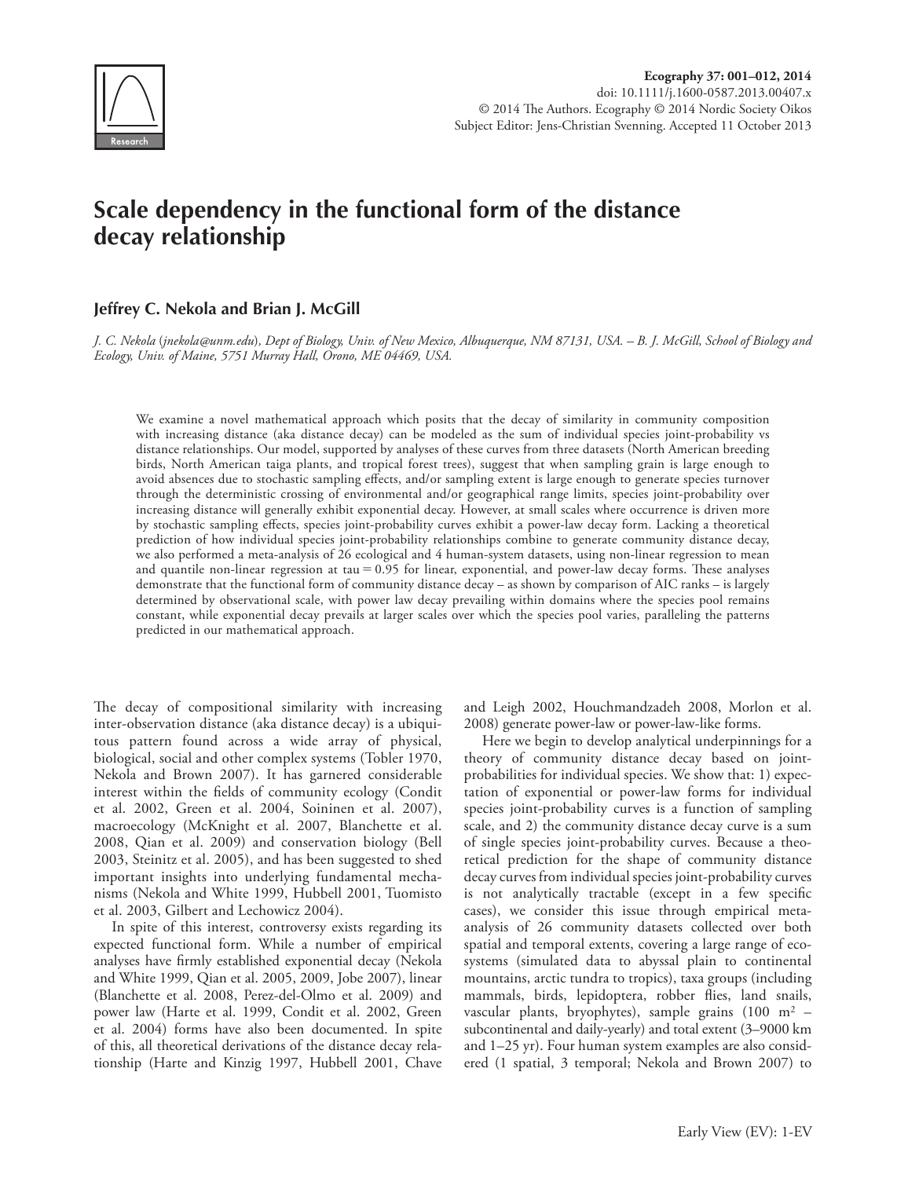# Scale dependency in the functional form of the distance decay relationship

**Jeffrey C. Nekola and Brian J. McGill**

*J. C. Nekola (jnekola@unm.edu), Dept of Biology, Univ. of New Mexico, Albuquerque, NM 87131, USA. – B. J. McGill, School of Biology and Ecology, Univ. of Maine, 5751 Murray Hall, Orono, ME 04469, USA.*

We examine a novel mathematical approach which posits that the decay of similarity in community composition with increasing distance (aka distance decay) can be modeled as the sum of individual species joint-probability vs distance relationships. Our model, supported by analyses of these curves from three datasets (North American breeding birds, North American taiga plants, and tropical forest trees), suggest that when sampling grain is large enough to avoid absences due to stochastic sampling effects, and/or sampling extent is large enough to generate species turnover through the deterministic crossing of environmental and/or geographical range limits, species joint-probability over increasing distance will generally exhibit exponential decay. However, at small scales where occurrence is driven more by stochastic sampling effects, species joint-probability curves exhibit a power-law decay form. Lacking a theoretical prediction of how individual species joint-probability relationships combine to generate community distance decay, we also performed a meta-analysis of 26 ecological and 4 human-system datasets, using non-linear regression to mean and quantile non-linear regression at tau = 0.95 for linear, exponential, and power-law decay forms. These analyses demonstrate that the functional form of community distance decay – as shown by comparison of AIC ranks – is largely determined by observational scale, with power law decay prevailing within domains where the species pool remains constant, while exponential decay prevails at larger scales over which the species pool varies, paralleling the patterns predicted in our mathematical approach.

The decay of compositional similarity with increasing inter-observation distance (aka distance decay) is a ubiquitous pattern found across a wide array of physical, biological, social and other complex systems (Tobler 1970, Nekola and Brown 2007). It has garnered considerable interest within the fields of community ecology (Condit et al. 2002, Green et al. 2004, Soininen et al. 2007), macroecology (McKnight et al. 2007, Blanchette et al. 2008, Qian et al. 2009) and conservation biology (Bell 2003, Steinitz et al. 2005), and has been suggested to shed important insights into underlying fundamental mechanisms (Nekola and White 1999, Hubbell 2001, Tuomisto et al. 2003, Gilbert and Lechowicz 2004).

In spite of this interest, controversy exists regarding its expected functional form. While a number of empirical analyses have firmly established exponential decay (Nekola and White 1999, Qian et al. 2005, 2009, Jobe 2007), linear (Blanchette et al. 2008, Perez-del-Olmo et al. 2009) and power law (Harte et al. 1999, Condit et al. 2002, Green et al. 2004) forms have also been documented. In spite of this, all theoretical derivations of the distance decay relationship (Harte and Kinzig 1997, Hubbell 2001, Chave and Leigh 2002, Houchmandzadeh 2008, Morlon et al. 2008) generate power-law or power-law-like forms.

Here we begin to develop analytical underpinnings for a theory of community distance decay based on joint-probabilities for individual species. We show that: 1) expectation of exponential or power-law forms for individual species joint-probability curves is a function of sampling scale, and 2) the community distance decay curve is a sum of single species joint-probability curves. Because a theoretical prediction for the shape of community distance decay curves from individual species joint-probability curves is not analytically tractable (except in a few specific cases), we consider this issue through empirical meta-analysis of 26 community datasets collected over both spatial and temporal extents, covering a large range of ecosystems (simulated data to abyssal plain to continental mountains, arctic tundra to tropics), taxa groups (including mammals, birds, lepidoptera, robber flies, land snails, vascular plants, bryophytes), sample grains (100 m$^2$ – subcontinental and daily-yearly) and total extent (3–9000 km and 1–25 yr). Four human system examples are also considered (1 spatial, 3 temporal; Nekola and Brown 2007) to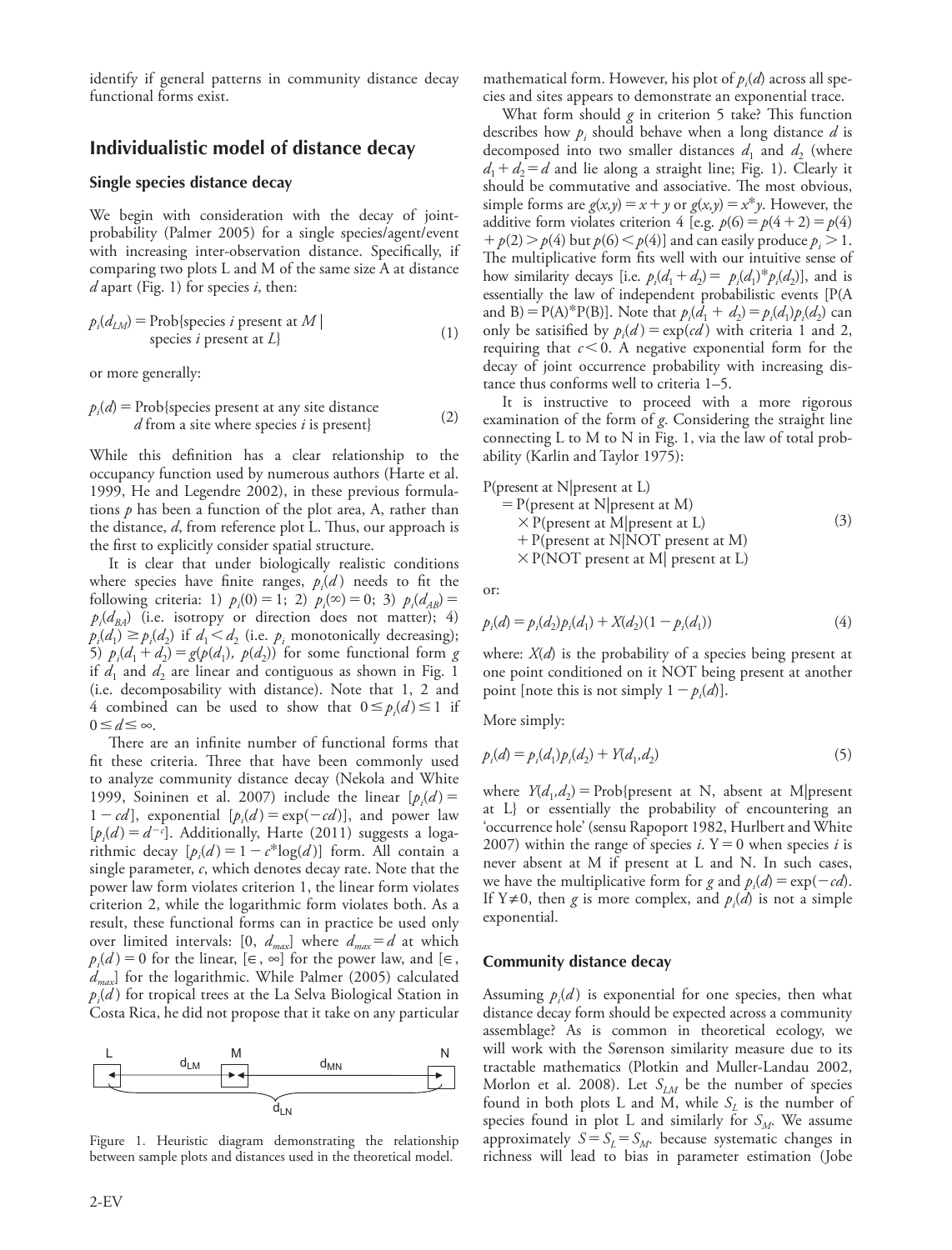identify if general patterns in community distance decay functional forms exist.

## Individualistic model of distance decay

### Single species distance decay

We begin with consideration with the decay of joint-probability (Palmer 2005) for a single species/agent/event with increasing inter-observation distance. Specifically, if comparing two plots L and M of the same size A at distance $d$ apart (Fig. 1) for species $i$, then:

$$p_i(d_{LM}) = \text{Prob}\{\text{species } i \text{ present at } M \mid \text{species } i \text{ present at } L\} \tag{1}$$

or more generally:

$$p_i(d) = \text{Prob}\{\text{species present at any site distance } d \text{ from a site where species } i \text{ is present}\} \tag{2}$$

While this definition has a clear relationship to the occupancy function used by numerous authors (Harte et al. 1999, He and Legendre 2002), in these previous formulations $p$ has been a function of the plot area, A, rather than the distance, $d$, from reference plot L. Thus, our approach is the first to explicitly consider spatial structure.

It is clear that under biologically realistic conditions where species have finite ranges, $p_i(d)$ needs to fit the following criteria: 1) $p_i(0) = 1$; 2) $p_i(\infty) = 0$; 3) $p_i(d_{AB}) = p_i(d_{BA})$ (i.e. isotropy or direction does not matter); 4) $p_i(d_1) \geq p_i(d_2)$ if $d_1 < d_2$ (i.e. $p_i$ monotonically decreasing); 5) $p_i(d_1 + d_2) = g(p(d_1), p(d_2))$ for some functional form $g$ if $d_1$ and $d_2$ are linear and contiguous as shown in Fig. 1 (i.e. decomposability with distance). Note that 1, 2 and 4 combined can be used to show that $0 \leq p_i(d) \leq 1$ if $0 \leq d \leq \infty$.

There are an infinite number of functional forms that fit these criteria. Three that have been commonly used to analyze community distance decay (Nekola and White 1999, Soininen et al. 2007) include the linear [$p_i(d) = 1 - cd$], exponential [$p_i(d) = \exp(-cd)$], and power law [$p_i(d) = d^{-c}$]. Additionally, Harte (2011) suggests a logarithmic decay [$p_i(d) = 1 - c^*\log(d)$] form. All contain a single parameter, $c$, which denotes decay rate. Note that the power law form violates criterion 1, the linear form violates criterion 2, while the logarithmic form violates both. As a result, these functional forms can in practice be used only over limited intervals: [0, $d_{max}$] where $d_{max} = d$ at which $p_i(d) = 0$ for the linear, [$\in$, $\infty$] for the power law, and [$\in$, $d_{max}$] for the logarithmic. While Palmer (2005) calculated $p_i(d)$ for tropical trees at the La Selva Biological Station in Costa Rica, he did not propose that it take on any particular mathematical form. However, his plot of $p_i(d)$ across all species and sites appears to demonstrate an exponential trace.

What form should $g$ in criterion 5 take? This function describes how $p_i$ should behave when a long distance $d$ is decomposed into two smaller distances $d_1$ and $d_2$ (where $d_1 + d_2 = d$ and lie along a straight line; Fig. 1). Clearly it should be commutative and associative. The most obvious, simple forms are $g(x,y) = x + y$ or $g(x,y) = x^*y$. However, the additive form violates criterion 4 [e.g. $p(6) = p(4 + 2) = p(4) + p(2) > p(4)$ but $p(6) < p(4)$] and can easily produce $p_i > 1$. The multiplicative form fits well with our intuitive sense of how similarity decays [i.e. $p_i(d_1 + d_2) = p_i(d_1)^*p_i(d_2)$], and is essentially the law of independent probabilistic events [P(A and B) = P(A)*P(B)]. Note that $p_i(d_1 + d_2) = p_i(d_1)p_i(d_2)$ can only be satisified by $p_i(d) = \exp(cd)$ with criteria 1 and 2, requiring that $c < 0$. A negative exponential form for the decay of joint occurrence probability with increasing distance thus conforms well to criteria 1–5.

It is instructive to proceed with a more rigorous examination of the form of $g$. Considering the straight line connecting L to M to N in Fig. 1, via the law of total probability (Karlin and Taylor 1975):

$$\begin{aligned}
&\text{P(present at N|present at L)} \\
&= \text{P(present at N|present at M)} \\
&\quad \times \text{P(present at M|present at L)} \\
&\quad + \text{P(present at N|NOT present at M)} \\
&\quad \times \text{P(NOT present at M| present at L)}
\end{aligned} \tag{3}$$

or:

$$p_i(d) = p_i(d_2)p_i(d_1) + X(d_2)(1 - p_i(d_1)) \tag{4}$$

where: $X(d)$ is the probability of a species being present at one point conditioned on it NOT being present at another point [note this is not simply $1 - p_i(d)$].

More simply:

$$p_i(d) = p_i(d_1)p_i(d_2) + Y(d_1,d_2) \tag{5}$$

where $Y(d_1,d_2)$ = Prob{present at N, absent at M|present at L} or essentially the probability of encountering an 'occurrence hole' (sensu Rapoport 1982, Hurlbert and White 2007) within the range of species $i$. Y = 0 when species $i$ is never absent at M if present at L and N. In such cases, we have the multiplicative form for $g$ and $p_i(d) = \exp(-cd)$. If Y≠0, then $g$ is more complex, and $p_i(d)$ is not a simple exponential.

L $d_{LM}$ M $d_{MN}$ N $d_{LN}$

Figure 1. Heuristic diagram demonstrating the relationship between sample plots and distances used in the theoretical model.

### Community distance decay

Assuming $p_i(d)$ is exponential for one species, then what distance decay form should be expected across a community assemblage? As is common in theoretical ecology, we will work with the Sørenson similarity measure due to its tractable mathematics (Plotkin and Muller-Landau 2002, Morlon et al. 2008). Let $S_{LM}$ be the number of species found in both plots L and M, while $S_L$ is the number of species found in plot L and similarly for $S_M$. We assume approximately $S = S_L = S_M$. because systematic changes in richness will lead to bias in parameter estimation (Jobe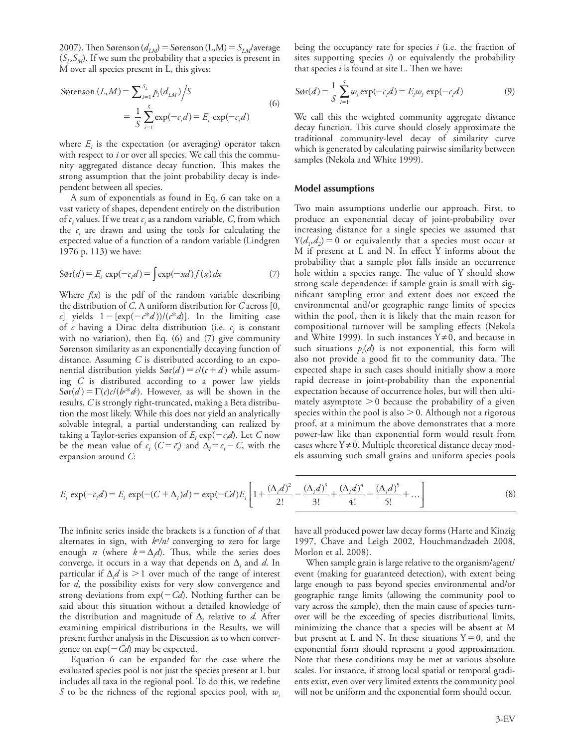2007). Then Sørenson ($d_{LM}$) = Sørenson (L,M) = $S_{LM}$/average ($S_L$,$S_M$). If we sum the probability that a species is present in M over all species present in L, this gives:

$$
\begin{aligned}
\text{Sørenson}\,(L,M) &= \sum_{i=1}^{S_L} p_i(d_{LM}) \Big/ S \\
&= \frac{1}{S}\sum_{i=1}^{S} \exp(-c_i d) = E_i \exp(-c_i d)
\end{aligned}
\tag{6}
$$

where $E_i$ is the expectation (or averaging) operator taken with respect to $i$ or over all species. We call this the community aggregated distance decay function. This makes the strong assumption that the joint probability decay is independent between all species.

A sum of exponentials as found in Eq. 6 can take on a vast variety of shapes, dependent entirely on the distribution of $c_i$ values. If we treat $c_i$ as a random variable, $C$, from which the $c_i$ are drawn and using the tools for calculating the expected value of a function of a random variable (Lindgren 1976 p. 113) we have:

$$
\text{Sør}(d) = E_i \exp(-c_i d) = \int \exp(-xd) f(x) dx \tag{7}
$$

Where $f(x)$ is the pdf of the random variable describing the distribution of $C$. A uniform distribution for $C$ across [0, $c$] yields $1 - [\exp(-c^*d))/(c^*d)]$. In the limiting case of $c$ having a Dirac delta distribution (i.e. $c_i$ is constant with no variation), then Eq. (6) and (7) give community Sørenson similarity as an exponentially decaying function of distance. Assuming $C$ is distributed according to an exponential distribution yields $\text{Sør}(d) = c/(c+d)$ while assuming $C$ is distributed according to a power law yields $\text{Sør}(d) = \Gamma(c)c/(b^{c*}d^c)$. However, as will be shown in the results, $C$ is strongly right-truncated, making a Beta distribution the most likely. While this does not yield an analytically solvable integral, a partial understanding can realized by taking a Taylor-series expansion of $E_i \exp(-c_i d)$. Let $C$ now be the mean value of $c_i$ ($C = \bar{c}_i$) and $\Delta_i = c_i - C$, with the expansion around $C$:

$$
E_i \exp(-c_i d) = E_i \exp(-(C+\Delta_i)d) = \exp(-Cd) E_i \left[1 + \frac{(\Delta_i d)^2}{2!} - \frac{(\Delta_i d)^3}{3!} + \frac{(\Delta_i d)^4}{4!} - \frac{(\Delta_i d)^5}{5!} + \ldots\right] \tag{8}
$$

The infinite series inside the brackets is a function of $d$ that alternates in sign, with $k^n/n!$ converging to zero for large enough $n$ (where $k = \Delta_i d$). Thus, while the series does converge, it occurs in a way that depends on $\Delta_i$ and $d$. In particular if $\Delta_i d$ is $>1$ over much of the range of interest for $d$, the possibility exists for very slow convergence and strong deviations from $\exp(-Cd)$. Nothing further can be said about this situation without a detailed knowledge of the distribution and magnitude of $\Delta_i$ relative to $d$. After examining empirical distributions in the Results, we will present further analysis in the Discussion as to when convergence on $\exp(-Cd)$ may be expected.

Equation 6 can be expanded for the case where the evaluated species pool is not just the species present at L but includes all taxa in the regional pool. To do this, we redefine $S$ to be the richness of the regional species pool, with $w_i$ being the occupancy rate for species $i$ (i.e. the fraction of sites supporting species $i$) or equivalently the probability that species $i$ is found at site L. Then we have:

$$
\text{Sør}(d) = \frac{1}{S}\sum_{i=1}^{S} w_i \exp(-c_i d) = E_i w_i \exp(-c_i d) \tag{9}
$$

We call this the weighted community aggregate distance decay function. This curve should closely approximate the traditional community-level decay of similarity curve which is generated by calculating pairwise similarity between samples (Nekola and White 1999).

### Model assumptions

Two main assumptions underlie our approach. First, to produce an exponential decay of joint-probability over increasing distance for a single species we assumed that $Y(d_1,d_2) = 0$ or equivalently that a species must occur at M if present at L and N. In effect Y informs about the probability that a sample plot falls inside an occurrence hole within a species range. The value of Y should show strong scale dependence: if sample grain is small with significant sampling error and extent does not exceed the environmental and/or geographic range limits of species within the pool, then it is likely that the main reason for compositional turnover will be sampling effects (Nekola and White 1999). In such instances $Y \neq 0$, and because in such situations $p_i(d)$ is not exponential, this form will also not provide a good fit to the community data. The expected shape in such cases should initially show a more rapid decrease in joint-probability than the exponential expectation because of occurrence holes, but will then ultimately asymptote $>0$ because the probability of a given species within the pool is also $>0$. Although not a rigorous proof, at a minimum the above demonstrates that a more power-law like than exponential form would result from cases where $Y \neq 0$. Multiple theoretical distance decay models assuming such small grains and uniform species pools have all produced power law decay forms (Harte and Kinzig 1997, Chave and Leigh 2002, Houchmandzadeh 2008, Morlon et al. 2008).

When sample grain is large relative to the organism/agent/event (making for guaranteed detection), with extent being large enough to pass beyond species environmental and/or geographic range limits (allowing the community pool to vary across the sample), then the main cause of species turnover will be the exceeding of species distributional limits, minimizing the chance that a species will be absent at M but present at L and N. In these situations $Y = 0$, and the exponential form should represent a good approximation. Note that these conditions may be met at various absolute scales. For instance, if strong local spatial or temporal gradients exist, even over very limited extents the community pool will not be uniform and the exponential form should occur.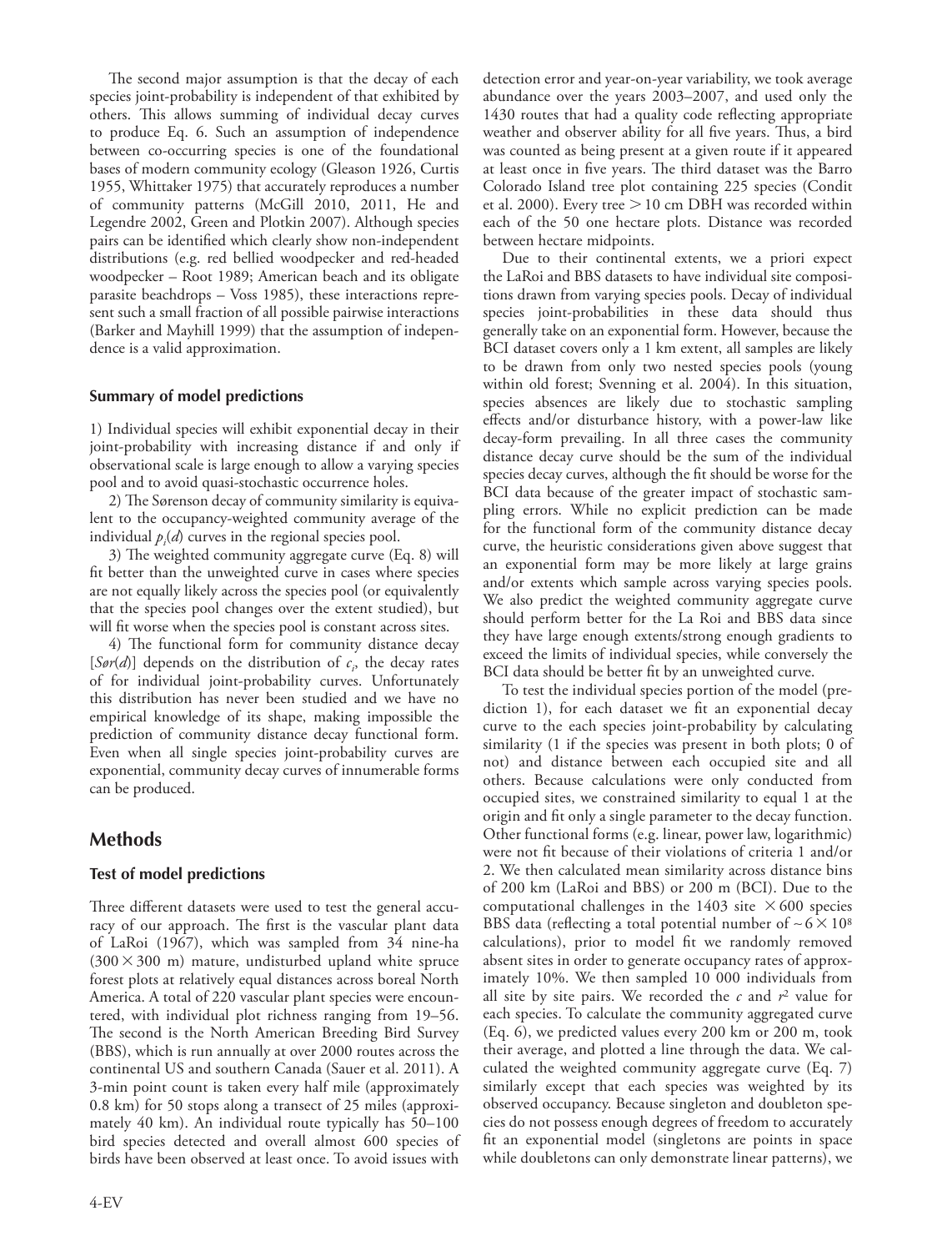The second major assumption is that the decay of each species joint-probability is independent of that exhibited by others. This allows summing of individual decay curves to produce Eq. 6. Such an assumption of independence between co-occurring species is one of the foundational bases of modern community ecology (Gleason 1926, Curtis 1955, Whittaker 1975) that accurately reproduces a number of community patterns (McGill 2010, 2011, He and Legendre 2002, Green and Plotkin 2007). Although species pairs can be identified which clearly show non-independent distributions (e.g. red bellied woodpecker and red-headed woodpecker – Root 1989; American beach and its obligate parasite beachdrops – Voss 1985), these interactions represent such a small fraction of all possible pairwise interactions (Barker and Mayhill 1999) that the assumption of independence is a valid approximation.

### Summary of model predictions

1) Individual species will exhibit exponential decay in their joint-probability with increasing distance if and only if observational scale is large enough to allow a varying species pool and to avoid quasi-stochastic occurrence holes.

2) The Sørenson decay of community similarity is equivalent to the occupancy-weighted community average of the individual $p_i(d)$ curves in the regional species pool.

3) The weighted community aggregate curve (Eq. 8) will fit better than the unweighted curve in cases where species are not equally likely across the species pool (or equivalently that the species pool changes over the extent studied), but will fit worse when the species pool is constant across sites.

4) The functional form for community distance decay [$Sør(d)$] depends on the distribution of $c_i$, the decay rates of for individual joint-probability curves. Unfortunately this distribution has never been studied and we have no empirical knowledge of its shape, making impossible the prediction of community distance decay functional form. Even when all single species joint-probability curves are exponential, community decay curves of innumerable forms can be produced.

## Methods

### Test of model predictions

Three different datasets were used to test the general accuracy of our approach. The first is the vascular plant data of LaRoi (1967), which was sampled from 34 nine-ha (300 × 300 m) mature, undisturbed upland white spruce forest plots at relatively equal distances across boreal North America. A total of 220 vascular plant species were encountered, with individual plot richness ranging from 19–56. The second is the North American Breeding Bird Survey (BBS), which is run annually at over 2000 routes across the continental US and southern Canada (Sauer et al. 2011). A 3-min point count is taken every half mile (approximately 0.8 km) for 50 stops along a transect of 25 miles (approximately 40 km). An individual route typically has 50–100 bird species detected and overall almost 600 species of birds have been observed at least once. To avoid issues with detection error and year-on-year variability, we took average abundance over the years 2003–2007, and used only the 1430 routes that had a quality code reflecting appropriate weather and observer ability for all five years. Thus, a bird was counted as being present at a given route if it appeared at least once in five years. The third dataset was the Barro Colorado Island tree plot containing 225 species (Condit et al. 2000). Every tree > 10 cm DBH was recorded within each of the 50 one hectare plots. Distance was recorded between hectare midpoints.

Due to their continental extents, we a priori expect the LaRoi and BBS datasets to have individual site compositions drawn from varying species pools. Decay of individual species joint-probabilities in these data should thus generally take on an exponential form. However, because the BCI dataset covers only a 1 km extent, all samples are likely to be drawn from only two nested species pools (young within old forest; Svenning et al. 2004). In this situation, species absences are likely due to stochastic sampling effects and/or disturbance history, with a power-law like decay-form prevailing. In all three cases the community distance decay curve should be the sum of the individual species decay curves, although the fit should be worse for the BCI data because of the greater impact of stochastic sampling errors. While no explicit prediction can be made for the functional form of the community distance decay curve, the heuristic considerations given above suggest that an exponential form may be more likely at large grains and/or extents which sample across varying species pools. We also predict the weighted community aggregate curve should perform better for the La Roi and BBS data since they have large enough extents/strong enough gradients to exceed the limits of individual species, while conversely the BCI data should be better fit by an unweighted curve.

To test the individual species portion of the model (prediction 1), for each dataset we fit an exponential decay curve to the each species joint-probability by calculating similarity (1 if the species was present in both plots; 0 of not) and distance between each occupied site and all others. Because calculations were only conducted from occupied sites, we constrained similarity to equal 1 at the origin and fit only a single parameter to the decay function. Other functional forms (e.g. linear, power law, logarithmic) were not fit because of their violations of criteria 1 and/or 2. We then calculated mean similarity across distance bins of 200 km (LaRoi and BBS) or 200 m (BCI). Due to the computational challenges in the 1403 site × 600 species BBS data (reflecting a total potential number of $\sim 6 \times 10^8$ calculations), prior to model fit we randomly removed absent sites in order to generate occupancy rates of approximately 10%. We then sampled 10 000 individuals from all site by site pairs. We recorded the $c$ and $r^2$ value for each species. To calculate the community aggregated curve (Eq. 6), we predicted values every 200 km or 200 m, took their average, and plotted a line through the data. We calculated the weighted community aggregate curve (Eq. 7) similarly except that each species was weighted by its observed occupancy. Because singleton and doubleton species do not possess enough degrees of freedom to accurately fit an exponential model (singletons are points in space while doubletons can only demonstrate linear patterns), we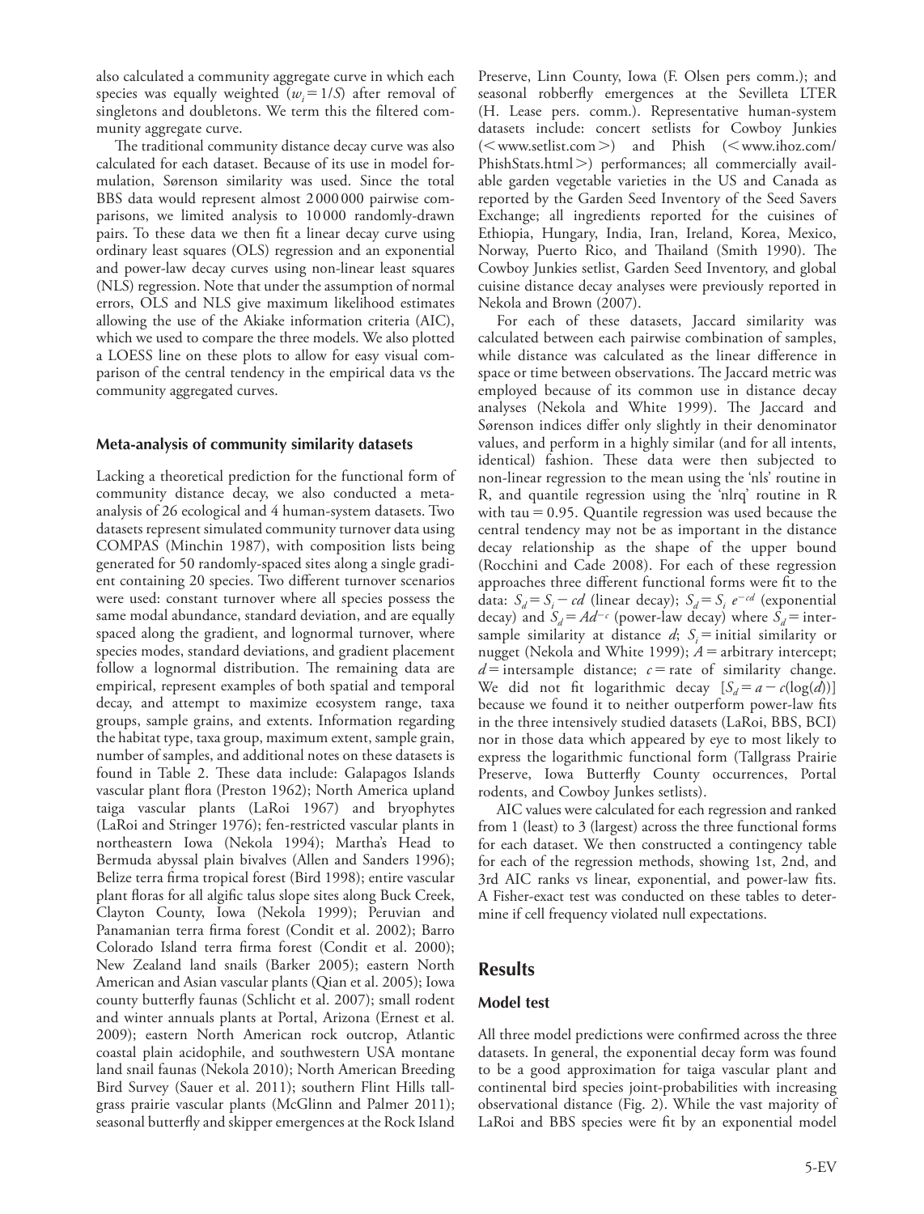also calculated a community aggregate curve in which each species was equally weighted ($w_i = 1/S$) after removal of singletons and doubletons. We term this the filtered community aggregate curve.

The traditional community distance decay curve was also calculated for each dataset. Because of its use in model formulation, Sørenson similarity was used. Since the total BBS data would represent almost 2 000 000 pairwise comparisons, we limited analysis to 10 000 randomly-drawn pairs. To these data we then fit a linear decay curve using ordinary least squares (OLS) regression and an exponential and power-law decay curves using non-linear least squares (NLS) regression. Note that under the assumption of normal errors, OLS and NLS give maximum likelihood estimates allowing the use of the Akaike information criteria (AIC), which we used to compare the three models. We also plotted a LOESS line on these plots to allow for easy visual comparison of the central tendency in the empirical data vs the community aggregated curves.

### Meta-analysis of community similarity datasets

Lacking a theoretical prediction for the functional form of community distance decay, we also conducted a meta-analysis of 26 ecological and 4 human-system datasets. Two datasets represent simulated community turnover data using COMPAS (Minchin 1987), with composition lists being generated for 50 randomly-spaced sites along a single gradient containing 20 species. Two different turnover scenarios were used: constant turnover where all species possess the same modal abundance, standard deviation, and are equally spaced along the gradient, and lognormal turnover, where species modes, standard deviations, and gradient placement follow a lognormal distribution. The remaining data are empirical, represent examples of both spatial and temporal decay, and attempt to maximize ecosystem range, taxa groups, sample grains, and extents. Information regarding the habitat type, taxa group, maximum extent, sample grain, number of samples, and additional notes on these datasets is found in Table 2. These data include: Galapagos Islands vascular plant flora (Preston 1962); North America upland taiga vascular plants (LaRoi 1967) and bryophytes (LaRoi and Stringer 1976); fen-restricted vascular plants in northeastern Iowa (Nekola 1994); Martha's Head to Bermuda abyssal plain bivalves (Allen and Sanders 1996); Belize terra firma tropical forest (Bird 1998); entire vascular plant floras for all algific talus slope sites along Buck Creek, Clayton County, Iowa (Nekola 1999); Peruvian and Panamanian terra firma forest (Condit et al. 2002); Barro Colorado Island terra firma forest (Condit et al. 2000); New Zealand land snails (Barker 2005); eastern North American and Asian vascular plants (Qian et al. 2005); Iowa county butterfly faunas (Schlicht et al. 2007); small rodent and winter annuals plants at Portal, Arizona (Ernest et al. 2009); eastern North American rock outcrop, Atlantic coastal plain acidophile, and southwestern USA montane land snail faunas (Nekola 2010); North American Breeding Bird Survey (Sauer et al. 2011); southern Flint Hills tallgrass prairie vascular plants (McGlinn and Palmer 2011); seasonal butterfly and skipper emergences at the Rock Island Preserve, Linn County, Iowa (F. Olsen pers comm.); and seasonal robberfly emergences at the Sevilleta LTER (H. Lease pers. comm.). Representative human-system datasets include: concert setlists for Cowboy Junkies (<www.setlist.com>) and Phish (<www.ihoz.com/PhishStats.html>) performances; all commercially available garden vegetable varieties in the US and Canada as reported by the Garden Seed Inventory of the Seed Savers Exchange; all ingredients reported for the cuisines of Ethiopia, Hungary, India, Iran, Ireland, Korea, Mexico, Norway, Puerto Rico, and Thailand (Smith 1990). The Cowboy Junkies setlist, Garden Seed Inventory, and global cuisine distance decay analyses were previously reported in Nekola and Brown (2007).

For each of these datasets, Jaccard similarity was calculated between each pairwise combination of samples, while distance was calculated as the linear difference in space or time between observations. The Jaccard metric was employed because of its common use in distance decay analyses (Nekola and White 1999). The Jaccard and Sørenson indices differ only slightly in their denominator values, and perform in a highly similar (and for all intents, identical) fashion. These data were then subjected to non-linear regression to the mean using the 'nls' routine in R, and quantile regression using the 'nlrq' routine in R with tau = 0.95. Quantile regression was used because the central tendency may not be as important in the distance decay relationship as the shape of the upper bound (Rocchini and Cade 2008). For each of these regression approaches three different functional forms were fit to the data: $S_d = S_i - cd$ (linear decay); $S_d = S_i\, e^{-cd}$ (exponential decay) and $S_d = Ad^{-c}$ (power-law decay) where $S_d$ = intersample similarity at distance $d$; $S_i$ = initial similarity or nugget (Nekola and White 1999); $A$ = arbitrary intercept; $d$ = intersample distance; $c$ = rate of similarity change. We did not fit logarithmic decay [$S_d = a - c(\log(d))$] because we found it to neither outperform power-law fits in the three intensively studied datasets (LaRoi, BBS, BCI) nor in those data which appeared by eye to most likely to express the logarithmic functional form (Tallgrass Prairie Preserve, Iowa Butterfly County occurrences, Portal rodents, and Cowboy Junkes setlists).

AIC values were calculated for each regression and ranked from 1 (least) to 3 (largest) across the three functional forms for each dataset. We then constructed a contingency table for each of the regression methods, showing 1st, 2nd, and 3rd AIC ranks vs linear, exponential, and power-law fits. A Fisher-exact test was conducted on these tables to determine if cell frequency violated null expectations.

## Results

### Model test

All three model predictions were confirmed across the three datasets. In general, the exponential decay form was found to be a good approximation for taiga vascular plant and continental bird species joint-probabilities with increasing observational distance (Fig. 2). While the vast majority of LaRoi and BBS species were fit by an exponential model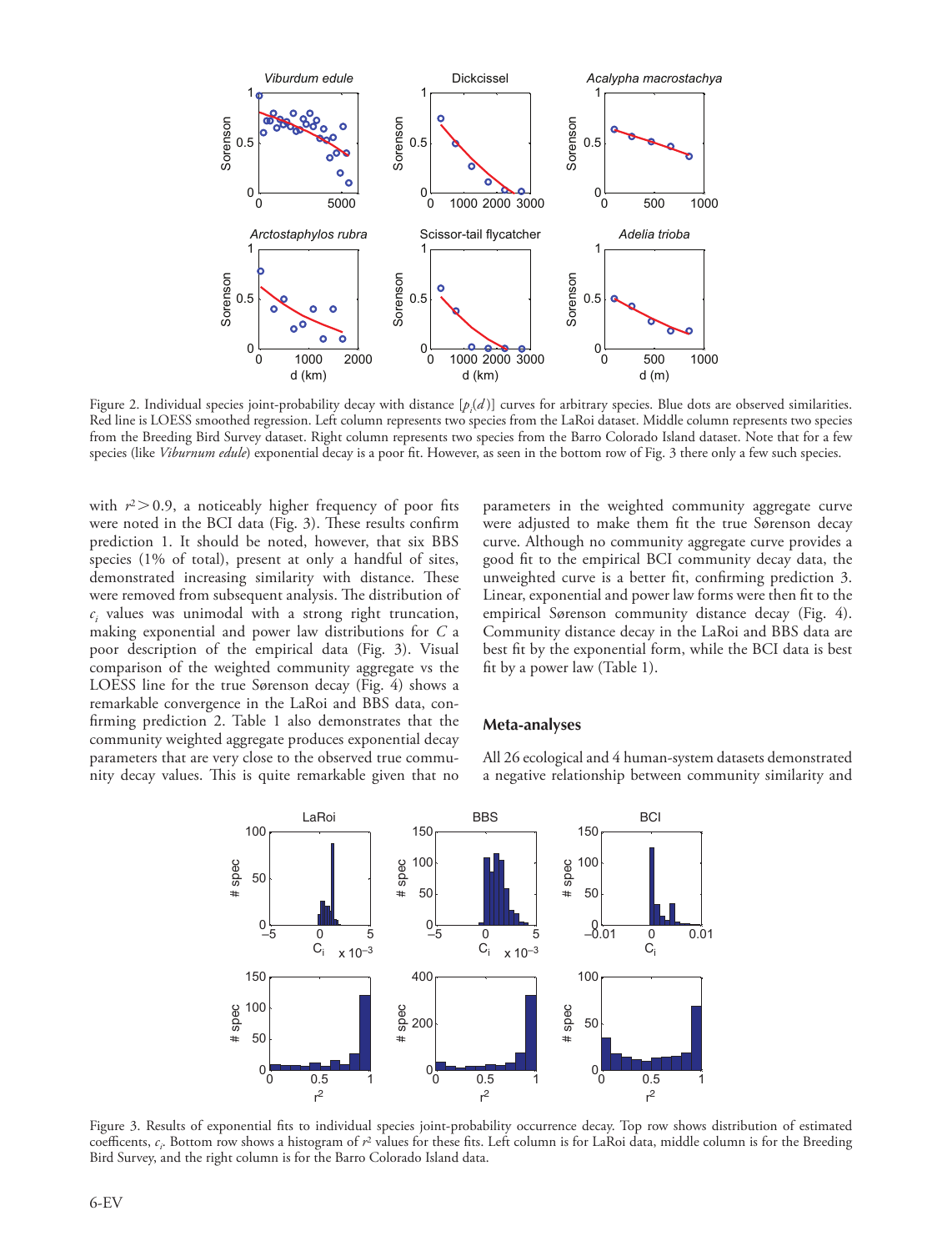Figure 2. Individual species joint-probability decay with distance [$p_i(d)$] curves for arbitrary species. Blue dots are observed similarities. Red line is LOESS smoothed regression. Left column represents two species from the LaRoi dataset. Middle column represents two species from the Breeding Bird Survey dataset. Right column represents two species from the Barro Colorado Island dataset. Note that for a few species (like *Viburnum edule*) exponential decay is a poor fit. However, as seen in the bottom row of Fig. 3 there only a few such species.

with $r^2 > 0.9$, a noticeably higher frequency of poor fits were noted in the BCI data (Fig. 3). These results confirm prediction 1. It should be noted, however, that six BBS species (1% of total), present at only a handful of sites, demonstrated increasing similarity with distance. These were removed from subsequent analysis. The distribution of $c_i$ values was unimodal with a strong right truncation, making exponential and power law distributions for $C$ a poor description of the empirical data (Fig. 3). Visual comparison of the weighted community aggregate vs the LOESS line for the true Sørenson decay (Fig. 4) shows a remarkable convergence in the LaRoi and BBS data, confirming prediction 2. Table 1 also demonstrates that the community weighted aggregate produces exponential decay parameters that are very close to the observed true community decay values. This is quite remarkable given that no parameters in the weighted community aggregate curve were adjusted to make them fit the true Sørenson decay curve. Although no community aggregate curve provides a good fit to the empirical BCI community decay data, the unweighted curve is a better fit, confirming prediction 3. Linear, exponential and power law forms were then fit to the empirical Sørenson community distance decay (Fig. 4). Community distance decay in the LaRoi and BBS data are best fit by the exponential form, while the BCI data is best fit by a power law (Table 1).

## Meta-analyses

All 26 ecological and 4 human-system datasets demonstrated a negative relationship between community similarity and

Figure 3. Results of exponential fits to individual species joint-probability occurrence decay. Top row shows distribution of estimated coefficents, $c_i$. Bottom row shows a histogram of $r^2$ values for these fits. Left column is for LaRoi data, middle column is for the Breeding Bird Survey, and the right column is for the Barro Colorado Island data.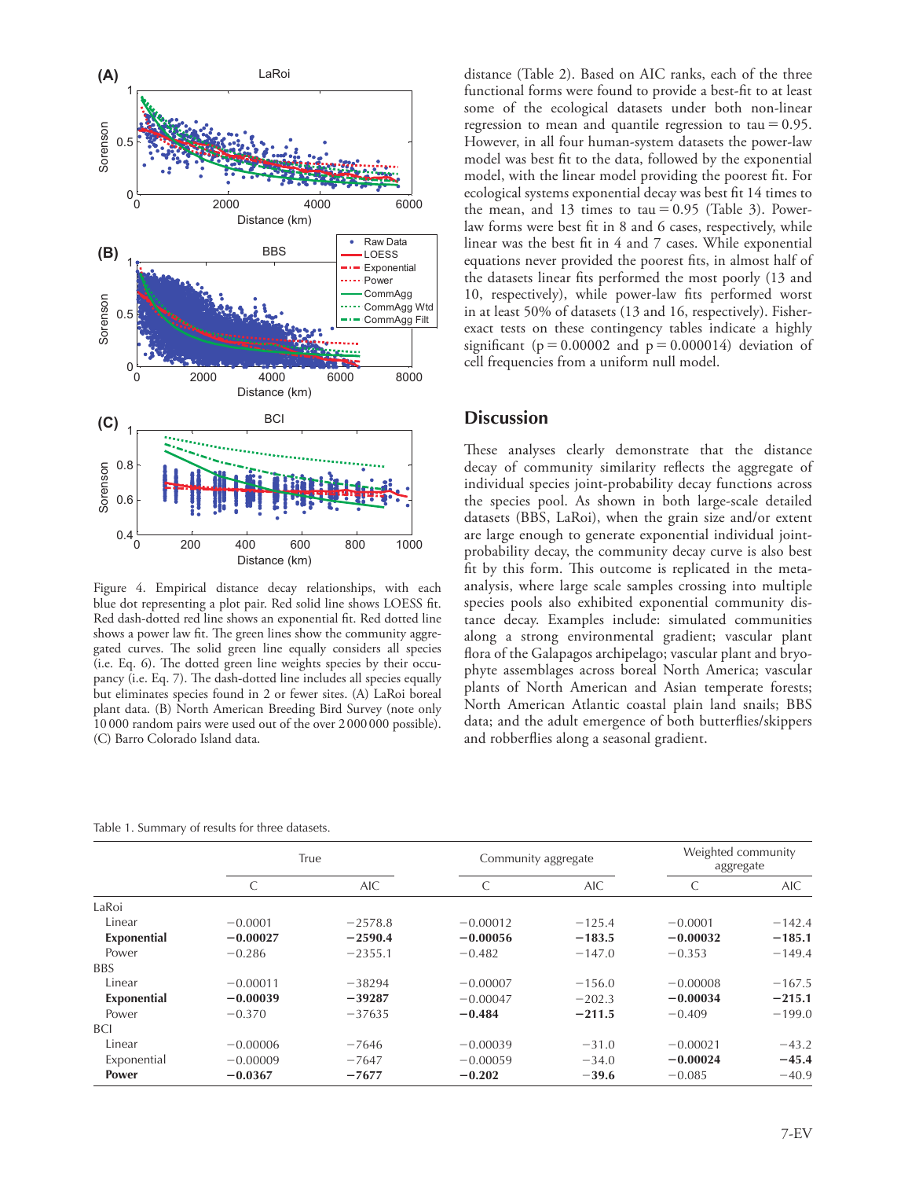Figure 4. Empirical distance decay relationships, with each blue dot representing a plot pair. Red solid line shows LOESS fit. Red dash-dotted red line shows an exponential fit. Red dotted line shows a power law fit. The green lines show the community aggregated curves. The solid green line equally considers all species (i.e. Eq. 6). The dotted green line weights species by their occupancy (i.e. Eq. 7). The dash-dotted line includes all species equally but eliminates species found in 2 or fewer sites. (A) LaRoi boreal plant data. (B) North American Breeding Bird Survey (note only 10 000 random pairs were used out of the over 2 000 000 possible). (C) Barro Colorado Island data.

distance (Table 2). Based on AIC ranks, each of the three functional forms were found to provide a best-fit to at least some of the ecological datasets under both non-linear regression to mean and quantile regression to tau = 0.95. However, in all four human-system datasets the power-law model was best fit to the data, followed by the exponential model, with the linear model providing the poorest fit. For ecological systems exponential decay was best fit 14 times to the mean, and 13 times to tau = 0.95 (Table 3). Power-law forms were best fit in 8 and 6 cases, respectively, while linear was the best fit in 4 and 7 cases. While exponential equations never provided the poorest fits, in almost half of the datasets linear fits performed the most poorly (13 and 10, respectively), while power-law fits performed worst in at least 50% of datasets (13 and 16, respectively). Fisher-exact tests on these contingency tables indicate a highly significant ($p = 0.00002$ and $p = 0.000014$) deviation of cell frequencies from a uniform null model.

## Discussion

These analyses clearly demonstrate that the distance decay of community similarity reflects the aggregate of individual species joint-probability decay functions across the species pool. As shown in both large-scale detailed datasets (BBS, LaRoi), when the grain size and/or extent are large enough to generate exponential individual joint-probability decay, the community decay curve is also best fit by this form. This outcome is replicated in the meta-analysis, where large scale samples crossing into multiple species pools also exhibited exponential community distance decay. Examples include: simulated communities along a strong environmental gradient; vascular plant flora of the Galapagos archipelago; vascular plant and bryophyte assemblages across boreal North America; vascular plants of North American and Asian temperate forests; North American Atlantic coastal plain land snails; BBS data; and the adult emergence of both butterflies/skippers and robberflies along a seasonal gradient.

Table 1. Summary of results for three datasets.

| | True | | Community aggregate | | Weighted community aggregate | |
|---|---|---|---|---|---|---|
| | C | AIC | C | AIC | C | AIC |
| LaRoi | | | | | | |
| Linear | −0.0001 | −2578.8 | −0.00012 | −125.4 | −0.0001 | −142.4 |
| **Exponential** | **−0.00027** | **−2590.4** | **−0.00056** | **−183.5** | **−0.00032** | **−185.1** |
| Power | −0.286 | −2355.1 | −0.482 | −147.0 | −0.353 | −149.4 |
| BBS | | | | | | |
| Linear | −0.00011 | −38294 | −0.00007 | −156.0 | −0.00008 | −167.5 |
| **Exponential** | **−0.00039** | **−39287** | −0.00047 | −202.3 | **−0.00034** | **−215.1** |
| Power | −0.370 | −37635 | **−0.484** | **−211.5** | −0.409 | −199.0 |
| BCI | | | | | | |
| Linear | −0.00006 | −7646 | −0.00039 | −31.0 | −0.00021 | −43.2 |
| Exponential | −0.00009 | −7647 | −0.00059 | −34.0 | **−0.00024** | **−45.4** |
| **Power** | **−0.0367** | **−7677** | **−0.202** | **−39.6** | −0.085 | −40.9 |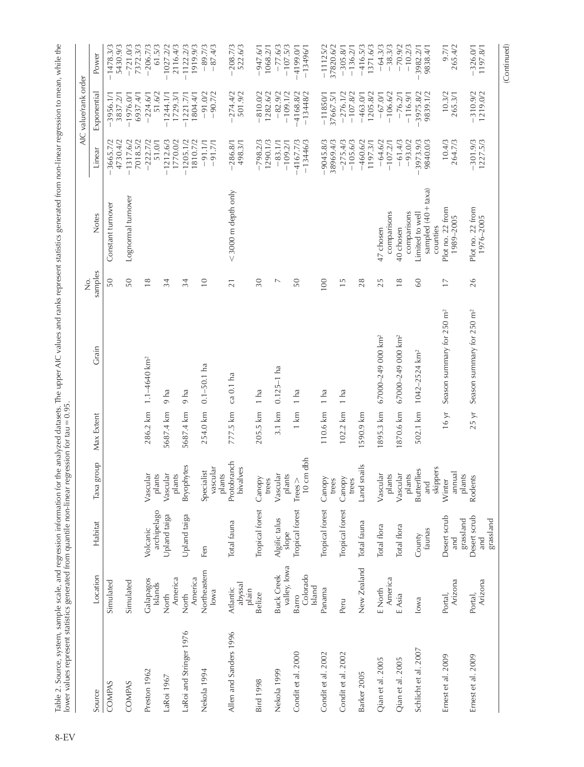Table 2. Source, system, sample scale, and regression information for the analyzed datasets. The upper AIC values and ranks represent statistics generated from non-linear regression to mean, while the lower values represent statistics generated from quantile non-linear regression for tau = 0.95.

| Source | Location | Habitat | Taxa group | Max Extent | Grain | No. samples | Notes | AIC value/rank order | | |
|---|---|---|---|---|---|---|---|---|---|---|
| | | | | | | | | Linear | Exponential | Power |
| COMPAS | Simulated | | | | | 50 | Constant turnover | −3665.7/2<br>4730.4/2 | −3956.1/1<br>3837.2/1 | −1478.3/3<br>5430.9/3 |
| COMPAS | Simulated | | | | | 50 | Lognormal turnover | −1317.6/2<br>7018.5/2 | −1976.0/1<br>6937.4/1 | −721.0/3<br>7372.3/3 |
| Preston 1962 | Galapagos Islands | Volcanic archipelago | Vascular plants | 286.2 km | 1.1–4640 km² | 18 | | −222.7/2<br>51.0/1 | −224.6/1<br>51.6/2 | −206.7/3<br>61.5/3 |
| LaRoi 1967 | North America | Upland taiga | Vascular plants | 5687.4 km | 9 ha | 34 | | −1212.6/3<br>1770.0/2 | −1244.1/1<br>1729.3/1 | −1027.2/2<br>2116.4/3 |
| LaRoi and Stringer 1976 | North America | Upland taiga | Bryophytes | 5687.4 km | 9 ha | 34 | | −1205.1/2<br>1810.7/2 | −1221.7/1<br>1804.4/1 | −1122.2/3<br>1919.9/3 |
| Nekola 1994 | Northeastern Iowa | Fen | Specialist vascular plants | 254.0 km | 0.1–50.1 ha | 10 | | −91.1/1<br>−91.7/1 | −91.0/2<br>−90.7/2 | −89.7/3<br>−87.4/3 |
| Allen and Sanders 1996 | Atlantic abyssal plain | Total fauna | Protobranch bivalves | 777.5 km | ca 0.1 ha | 21 | < 3000 m depth only | −286.8/1<br>498.3/1 | −274.4/2<br>501.9/2 | −208.7/3<br>522.6/3 |
| Bird 1998 | Belize | Tropical forest | Canopy trees | 205.5 km | 1 ha | 30 | | −798.2/3<br>1290.1/3 | −810.0/2<br>1282.6/2 | −947.6/1<br>1068.2/1 |
| Nekola 1999 | Buck Creek valley, Iowa | Algific talus slope | Vascular plants | 3.1 km | 0.125–1 ha | 7 | | −83.1/1<br>−109.2/1 | −82.9/2<br>−109.1/2 | −77.6/3<br>−107.5/3 |
| Condit et al. 2000 | Barro Colorado Island | Tropical forest | Trees > 10 cm dbh | 1 km | 1 ha | 50 | | −4167.7/3<br>−13446/3 | −4168.8/2<br>−13448/2 | −4199.0/1<br>−13496/1 |
| Condit et al. 2002 | Panama | Tropical forest | Canopy trees | 110.6 km | 1 ha | 100 | | −9045.8/3<br>38969.4/3 | −11850/1<br>37667.5/1 | −11125/2<br>37820.6/2 |
| Condit et al. 2002 | Peru | Tropical forest | Canopy trees | 102.2 km | 1 ha | 15 | | −275.4/3<br>−105.6/3 | −276.1/2<br>−107.8/2 | −305.8/1<br>−136.2/1 |
| Barker 2005 | New Zealand | Total fauna | Land snails | 1590.9 km | | 28 | | −460.6/2<br>1197.3/1 | −463.0/1<br>1205.8/2 | −416.5/3<br>1371.6/3 |
| Qian et al. 2005 | E North America | Total flora | Vascular plants | 1895.3 km | 67000–249 000 km² | 25 | 47 chosen comparisons | −64.6/2<br>−107.2/1 | −67.0/1<br>−106.6/2 | −64.3/3<br>−38.3/3 |
| Qian et al. 2005 | E Asia | Total flora | Vascular plants | 1870.6 km | 67000–249 000 km² | 18 | 40 chosen comparisons | −61.4/3<br>−93.0/2 | −76.2/1<br>−116.9/1 | −70.9/2<br>−10.2/3 |
| Schlicht et al. 2007 | Iowa | County faunas | Butterflies and skippers | 502.1 km | 1042–2524 km² | 60 | Limited to well sampled (40 + taxa) counties | −3973.9/3<br>9840.0/3 | −3975.8/2<br>9839.1/2 | −3982.2/1<br>9838.4/1 |
| Ernest et al. 2009 | Portal, Arizona | Desert scrub and grassland | Winter annual plants | 16 yr | Season summary for 250 m² | 17 | Plot no. 22 from 1989–2005 | 10.4/3<br>264.7/3 | 10.3/2<br>265.3/1 | 9.7/1<br>265.4/2 |
| Ernest et al. 2009 | Portal, Arizona | Desert scrub and grassland | Rodents | 25 yr | Season summary for 250 m² | 26 | Plot no. 22 from 1976–2005 | −301.9/3<br>1227.5/3 | −310.9/2<br>1219.0/2 | −326.0/1<br>1197.8/1 |

(Continued)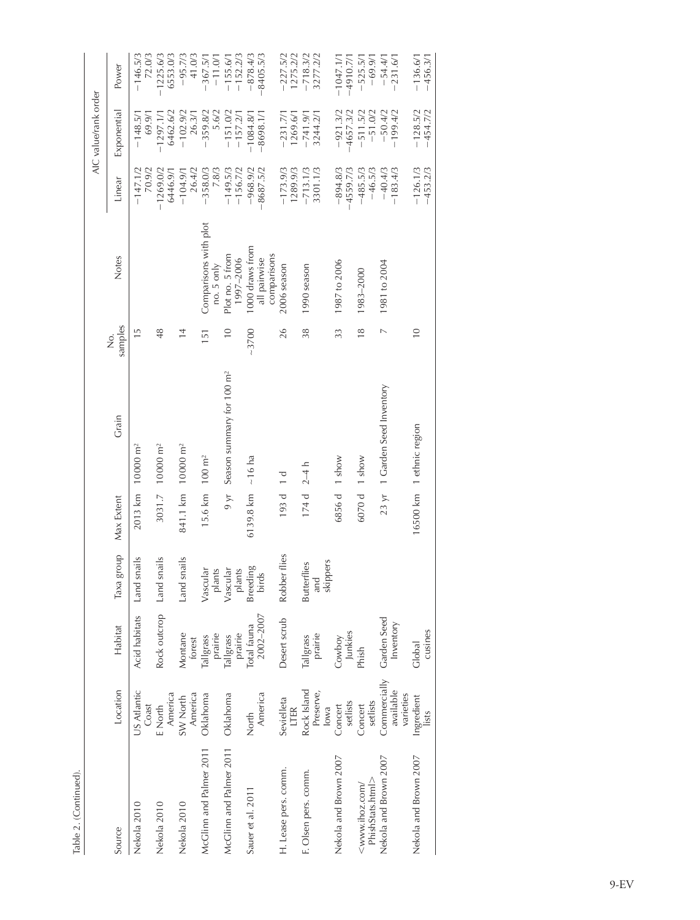Table 2. (Continued).

| Source | Location | Habitat | Taxa group | Max Extent | Grain | No. samples | Notes | AIC value/rank order | | |
|---|---|---|---|---|---|---|---|---|---|---|
| | | | | | | | | Linear | Exponential | Power |
| Nekola 2010 | US Atlantic Coast | Acid habitats | Land snails | 2013 km | 10000 m² | 15 | | −147.1/2<br>70.9/2 | −148.5/1<br>69.9/1 | −146.5/3<br>72.0/3 |
| Nekola 2010 | E North America | Rock outcrop | Land snails | 3031.7 | 10000 m² | 48 | | −1269.0/2<br>6446.9/1 | −1297.1/1<br>6462.6/2 | −1225.6/3<br>6553.0/3 |
| Nekola 2010 | SW North America | Montane forest | Land snails | 841.1 km | 10000 m² | 14 | | −104.9/1<br>26.4/2 | −102.9/2<br>26.3/1 | −95.7/3<br>41.0/3 |
| McGlinn and Palmer 2011 | Oklahoma | Tallgrass prairie | Vascular plants | 15.6 km | 100 m² | 151 | Comparisons with plot no. 5 only | −358.0/3<br>7.8/3 | −359.8/2<br>5.6/2 | −367.5/1<br>−11.0/1 |
| McGlinn and Palmer 2011 | Oklahoma | Tallgrass prairie | Vascular plants | 9 yr | Season summary for 100 m² | 10 | Plot no. 5 from 1997–2006 | −149.5/3<br>−156.7/2 | −151.0/2<br>−157.2/1 | −155.6/1<br>−152.2/3 |
| Sauer et al. 2011 | North America | Total fauna 2002–2007 | Breeding birds | 6139.8 km | ~16 ha | ~3700 | 1000 draws from all pairwise comparisons | −968.9/2<br>−8687.5/2 | −1084.8/1<br>−8698.1/1 | −878.4/3<br>−8405.5/3 |
| H. Lease pers. comm. | Sevielleta LTER | Desert scrub | Robber flies | 193 d | 1 d | 26 | 2006 season | −173.9/3<br>1289.9/3 | −231.7/1<br>1269.6/1 | −227.5/2<br>1275.2/2 |
| F. Olsen pers. comm. | Rock Island Preserve, Iowa | Tallgrass prairie | Butterflies and skippers | 174 d | 2–4 h | 38 | 1990 season | −713.1/3<br>3301.1/3 | −741.9/1<br>3244.2/1 | −718.3/2<br>3277.2/2 |
| Nekola and Brown 2007 | Concert setlists | Cowboy Junkies | | 6856 d | 1 show | 33 | 1987 to 2006 | −894.8/3<br>−4559.7/3 | −921.3/2<br>−4657.3/2 | −1047.1/1<br>−4910.7/1 |
| <www.ihoz.com/PhishStats.html> | Concert setlists | Phish | | 6070 d | 1 show | 18 | 1983–2000 | −485.5/3<br>−46.5/3 | −511.5/2<br>−51.0/2 | −525.5/1<br>−69.9/1 |
| Nekola and Brown 2007 | Commercially available varieties | Garden Seed Inventory | | 23 yr | 1 Garden Seed Inventory | 7 | 1981 to 2004 | −40.4/3<br>−183.4/3 | −50.4/2<br>−199.4/2 | −54.4/1<br>−231.6/1 |
| Nekola and Brown 2007 | Ingredient lists | Global cusines | | 16500 km | 1 ethnic region | 10 | | −126.1/3<br>−453.2/3 | −128.5/2<br>−454.7/2 | −136.6/1<br>−456.3/1 |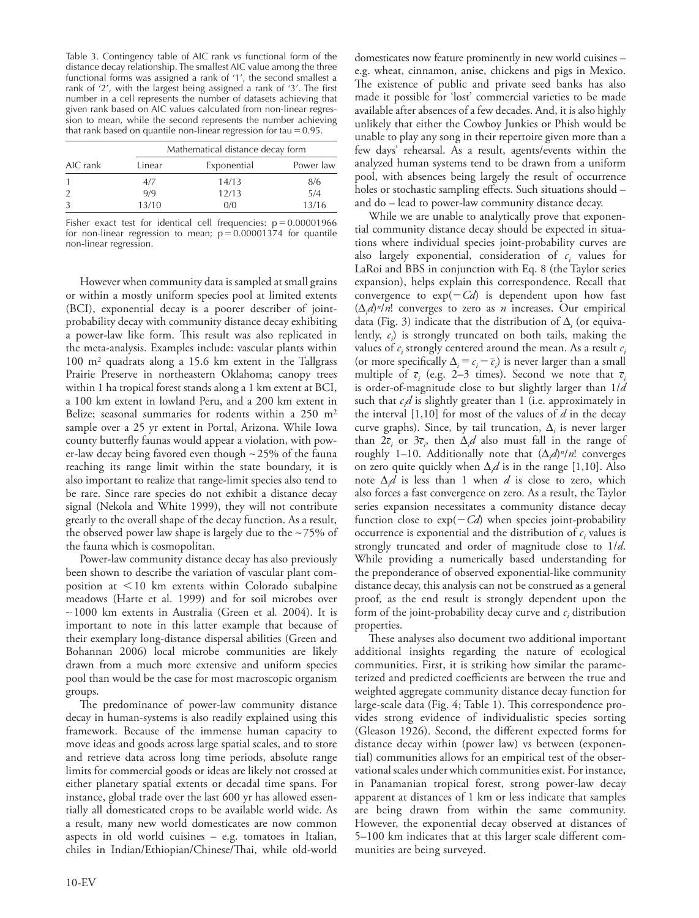Table 3. Contingency table of AIC rank vs functional form of the distance decay relationship. The smallest AIC value among the three functional forms was assigned a rank of '1', the second smallest a rank of '2', with the largest being assigned a rank of '3'. The first number in a cell represents the number of datasets achieving that given rank based on AIC values calculated from non-linear regression to mean, while the second represents the number achieving that rank based on quantile non-linear regression for tau = 0.95.

| AIC rank | Mathematical distance decay form | | |
|---|---|---|---|
| | Linear | Exponential | Power law |
| 1 | 4/7 | 14/13 | 8/6 |
| 2 | 9/9 | 12/13 | 5/4 |
| 3 | 13/10 | 0/0 | 13/16 |

Fisher exact test for identical cell frequencies: $p = 0.00001966$ for non-linear regression to mean; $p = 0.00001374$ for quantile non-linear regression.

However when community data is sampled at small grains or within a mostly uniform species pool at limited extents (BCI), exponential decay is a poorer describer of joint-probability decay with community distance decay exhibiting a power-law like form. This result was also replicated in the meta-analysis. Examples include: vascular plants within 100 $m^2$ quadrats along a 15.6 km extent in the Tallgrass Prairie Preserve in northeastern Oklahoma; canopy trees within 1 ha tropical forest stands along a 1 km extent at BCI, a 100 km extent in lowland Peru, and a 200 km extent in Belize; seasonal summaries for rodents within a 250 $m^2$ sample over a 25 yr extent in Portal, Arizona. While Iowa county butterfly faunas would appear a violation, with power-law decay being favored even though ~25% of the fauna reaching its range limit within the state boundary, it is also important to realize that range-limit species also tend to be rare. Since rare species do not exhibit a distance decay signal (Nekola and White 1999), they will not contribute greatly to the overall shape of the decay function. As a result, the observed power law shape is largely due to the ~75% of the fauna which is cosmopolitan.

Power-law community distance decay has also previously been shown to describe the variation of vascular plant composition at < 10 km extents within Colorado subalpine meadows (Harte et al. 1999) and for soil microbes over ~1000 km extents in Australia (Green et al. 2004). It is important to note in this latter example that because of their exemplary long-distance dispersal abilities (Green and Bohannan 2006) local microbe communities are likely drawn from a much more extensive and uniform species pool than would be the case for most macroscopic organism groups.

The predominance of power-law community distance decay in human-systems is also readily explained using this framework. Because of the immense human capacity to move ideas and goods across large spatial scales, and to store and retrieve data across long time periods, absolute range limits for commercial goods or ideas are likely not crossed at either planetary spatial extents or decadal time spans. For instance, global trade over the last 600 yr has allowed essentially all domesticated crops to be available world wide. As a result, many new world domesticates are now common aspects in old world cuisines – e.g. tomatoes in Italian, chiles in Indian/Ethiopian/Chinese/Thai, while old-world domesticates now feature prominently in new world cuisines – e.g. wheat, cinnamon, anise, chickens and pigs in Mexico. The existence of public and private seed banks has also made it possible for 'lost' commercial varieties to be made available after absences of a few decades. And, it is also highly unlikely that either the Cowboy Junkies or Phish would be unable to play any song in their repertoire given more than a few days' rehearsal. As a result, agents/events within the analyzed human systems tend to be drawn from a uniform pool, with absences being largely the result of occurrence holes or stochastic sampling effects. Such situations should – and do – lead to power-law community distance decay.

While we are unable to analytically prove that exponential community distance decay should be expected in situations where individual species joint-probability curves are also largely exponential, consideration of $c_i$ values for LaRoi and BBS in conjunction with Eq. 8 (the Taylor series expansion), helps explain this correspondence. Recall that convergence to $\exp(-Cd)$ is dependent upon how fast $(\Delta_i d)^n/n!$ converges to zero as $n$ increases. Our empirical data (Fig. 3) indicate that the distribution of $\Delta_i$ (or equivalently, $c_i$) is strongly truncated on both tails, making the values of $c_i$ strongly centered around the mean. As a result $c_i$ (or more specifically $\Delta_i = c_i - \bar{c}_i$) is never larger than a small multiple of $\bar{c}_i$ (e.g. 2–3 times). Second we note that $\bar{c}_i$ is order-of-magnitude close to but slightly larger than $1/d$ such that $c_i d$ is slightly greater than 1 (i.e. approximately in the interval [1,10] for most of the values of $d$ in the decay curve graphs). Since, by tail truncation, $\Delta_i$ is never larger than $2\bar{c}_i$ or $3\bar{c}_i$, then $\Delta_i d$ also must fall in the range of roughly 1–10. Additionally note that $(\Delta_i d)^n/n!$ converges on zero quite quickly when $\Delta_i d$ is in the range [1,10]. Also note $\Delta_i d$ is less than 1 when $d$ is close to zero, which also forces a fast convergence on zero. As a result, the Taylor series expansion necessitates a community distance decay function close to $\exp(-Cd)$ when species joint-probability occurrence is exponential and the distribution of $c_i$ values is strongly truncated and order of magnitude close to $1/d$. While providing a numerically based understanding for the preponderance of observed exponential-like community distance decay, this analysis can not be construed as a general proof, as the end result is strongly dependent upon the form of the joint-probability decay curve and $c_i$ distribution properties.

These analyses also document two additional important additional insights regarding the nature of ecological communities. First, it is striking how similar the parameterized and predicted coefficients are between the true and weighted aggregate community distance decay function for large-scale data (Fig. 4; Table 1). This correspondence provides strong evidence of individualistic species sorting (Gleason 1926). Second, the different expected forms for distance decay within (power law) vs between (exponential) communities allows for an empirical test of the observational scales under which communities exist. For instance, in Panamanian tropical forest, strong power-law decay apparent at distances of 1 km or less indicate that samples are being drawn from within the same community. However, the exponential decay observed at distances of 5–100 km indicates that at this larger scale different communities are being surveyed.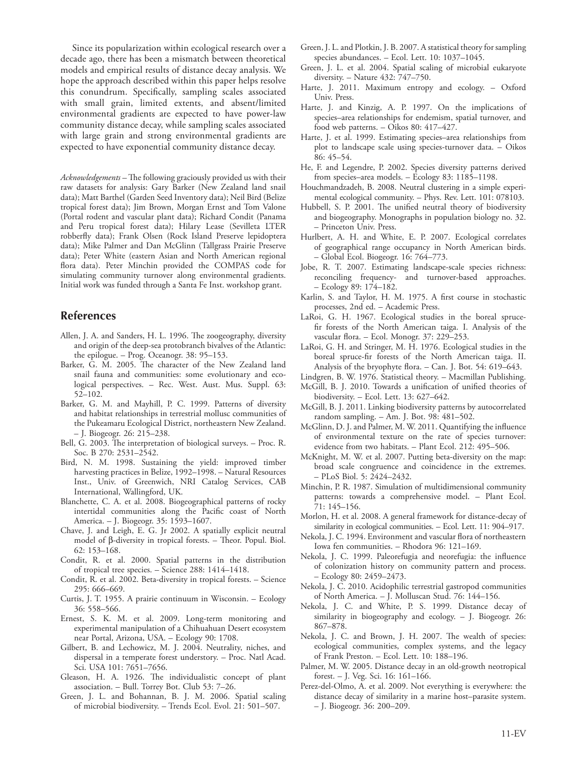Since its popularization within ecological research over a decade ago, there has been a mismatch between theoretical models and empirical results of distance decay analysis. We hope the approach described within this paper helps resolve this conundrum. Specifically, sampling scales associated with small grain, limited extents, and absent/limited environmental gradients are expected to have power-law community distance decay, while sampling scales associated with large grain and strong environmental gradients are expected to have exponential community distance decay.

*Acknowledgements* – The following graciously provided us with their raw datasets for analysis: Gary Barker (New Zealand land snail data); Matt Barthel (Garden Seed Inventory data); Neil Bird (Belize tropical forest data); Jim Brown, Morgan Ernst and Tom Valone (Portal rodent and vascular plant data); Richard Condit (Panama and Peru tropical forest data); Hilary Lease (Sevilleta LTER robberfly data); Frank Olsen (Rock Island Preserve lepidoptera data); Mike Palmer and Dan McGlinn (Tallgrass Prairie Preserve data); Peter White (eastern Asian and North American regional flora data). Peter Minchin provided the COMPAS code for simulating community turnover along environmental gradients. Initial work was funded through a Santa Fe Inst. workshop grant.

## References

- Allen, J. A. and Sanders, H. L. 1996. The zoogeography, diversity and origin of the deep-sea protobranch bivalves of the Atlantic: the epilogue. – Prog. Oceanogr. 38: 95–153.
- Barker, G. M. 2005. The character of the New Zealand land snail fauna and communities: some evolutionary and ecological perspectives. – Rec. West. Aust. Mus. Suppl. 63: 52–102.
- Barker, G. M. and Mayhill, P. C. 1999. Patterns of diversity and habitat relationships in terrestrial mollusc communities of the Pukeamaru Ecological District, northeastern New Zealand. – J. Biogeogr. 26: 215–238.
- Bell, G. 2003. The interpretation of biological surveys. – Proc. R. Soc. B 270: 2531–2542.
- Bird, N. M. 1998. Sustaining the yield: improved timber harvesting practices in Belize, 1992–1998. – Natural Resources Inst., Univ. of Greenwich, NRI Catalog Services, CAB International, Wallingford, UK.
- Blanchette, C. A. et al. 2008. Biogeographical patterns of rocky intertidal communities along the Pacific coast of North America. – J. Biogeogr. 35: 1593–1607.
- Chave, J. and Leigh, E. G. Jr 2002. A spatially explicit neutral model of β-diversity in tropical forests. – Theor. Popul. Biol. 62: 153–168.
- Condit, R. et al. 2000. Spatial patterns in the distribution of tropical tree species. – Science 288: 1414–1418.
- Condit, R. et al. 2002. Beta-diversity in tropical forests. – Science 295: 666–669.
- Curtis, J. T. 1955. A prairie continuum in Wisconsin. – Ecology 36: 558–566.
- Ernest, S. K. M. et al. 2009. Long-term monitoring and experimental manipulation of a Chihuahuan Desert ecosystem near Portal, Arizona, USA. – Ecology 90: 1708.
- Gilbert, B. and Lechowicz, M. J. 2004. Neutrality, niches, and dispersal in a temperate forest understory. – Proc. Natl Acad. Sci. USA 101: 7651–7656.
- Gleason, H. A. 1926. The individualistic concept of plant association. – Bull. Torrey Bot. Club 53: 7–26.
- Green, J. L. and Bohannan, B. J. M. 2006. Spatial scaling of microbial biodiversity. – Trends Ecol. Evol. 21: 501–507.
- Green, J. L. and Plotkin, J. B. 2007. A statistical theory for sampling species abundances. – Ecol. Lett. 10: 1037–1045.
- Green, J. L. et al. 2004. Spatial scaling of microbial eukaryote diversity. – Nature 432: 747–750.
- Harte, J. 2011. Maximum entropy and ecology. – Oxford Univ. Press.
- Harte, J. and Kinzig, A. P. 1997. On the implications of species–area relationships for endemism, spatial turnover, and food web patterns. – Oikos 80: 417–427.
- Harte, J. et al. 1999. Estimating species–area relationships from plot to landscape scale using species-turnover data. – Oikos 86: 45–54.
- He, F. and Legendre, P. 2002. Species diversity patterns derived from species–area models. – Ecology 83: 1185–1198.
- Houchmandzadeh, B. 2008. Neutral clustering in a simple experimental ecological community. – Phys. Rev. Lett. 101: 078103.
- Hubbell, S. P. 2001. The unified neutral theory of biodiversity and biogeography. Monographs in population biology no. 32. – Princeton Univ. Press.
- Hurlbert, A. H. and White, E. P. 2007. Ecological correlates of geographical range occupancy in North American birds. – Global Ecol. Biogeogr. 16: 764–773.
- Jobe, R. T. 2007. Estimating landscape-scale species richness: reconciling frequency- and turnover-based approaches. – Ecology 89: 174–182.
- Karlin, S. and Taylor, H. M. 1975. A first course in stochastic processes, 2nd ed. – Academic Press.
- LaRoi, G. H. 1967. Ecological studies in the boreal spruce-fir forests of the North American taiga. I. Analysis of the vascular flora. – Ecol. Monogr. 37: 229–253.
- LaRoi, G. H. and Stringer, M. H. 1976. Ecological studies in the boreal spruce-fir forests of the North American taiga. II. Analysis of the bryophyte flora. – Can. J. Bot. 54: 619–643.
- Lindgren, B. W. 1976. Statistical theory. – Macmillan Publishing.
- McGill, B. J. 2010. Towards a unification of unified theories of biodiversity. – Ecol. Lett. 13: 627–642.
- McGill, B. J. 2011. Linking biodiversity patterns by autocorrelated random sampling. – Am. J. Bot. 98: 481–502.
- McGlinn, D. J. and Palmer, M. W. 2011. Quantifying the influence of environmental texture on the rate of species turnover: evidence from two habitats. – Plant Ecol. 212: 495–506.
- McKnight, M. W. et al. 2007. Putting beta-diversity on the map: broad scale congruence and coincidence in the extremes. – PLoS Biol. 5: 2424–2432.
- Minchin, P. R. 1987. Simulation of multidimensional community patterns: towards a comprehensive model. – Plant Ecol. 71: 145–156.
- Morlon, H. et al. 2008. A general framework for distance-decay of similarity in ecological communities. – Ecol. Lett. 11: 904–917.
- Nekola, J. C. 1994. Environment and vascular flora of northeastern Iowa fen communities. – Rhodora 96: 121–169.
- Nekola, J. C. 1999. Paleorefugia and neorefugia: the influence of colonization history on community pattern and process. – Ecology 80: 2459–2473.
- Nekola, J. C. 2010. Acidophilic terrestrial gastropod communities of North America. – J. Molluscan Stud. 76: 144–156.
- Nekola, J. C. and White, P. S. 1999. Distance decay of similarity in biogeography and ecology. – J. Biogeogr. 26: 867–878.
- Nekola, J. C. and Brown, J. H. 2007. The wealth of species: ecological communities, complex systems, and the legacy of Frank Preston. – Ecol. Lett. 10: 188–196.
- Palmer, M. W. 2005. Distance decay in an old-growth neotropical forest. – J. Veg. Sci. 16: 161–166.
- Perez-del-Olmo, A. et al. 2009. Not everything is everywhere: the distance decay of similarity in a marine host–parasite system. – J. Biogeogr. 36: 200–209.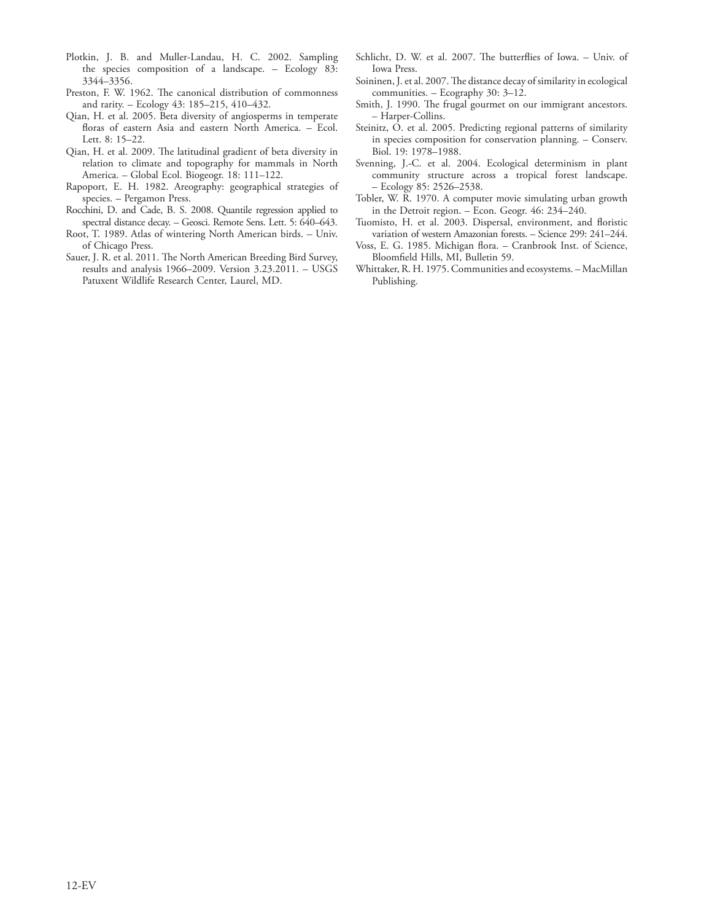Plotkin, J. B. and Muller-Landau, H. C. 2002. Sampling the species composition of a landscape. – Ecology 83: 3344–3356.

Preston, F. W. 1962. The canonical distribution of commonness and rarity. – Ecology 43: 185–215, 410–432.

Qian, H. et al. 2005. Beta diversity of angiosperms in temperate floras of eastern Asia and eastern North America. – Ecol. Lett. 8: 15–22.

Qian, H. et al. 2009. The latitudinal gradient of beta diversity in relation to climate and topography for mammals in North America. – Global Ecol. Biogeogr. 18: 111–122.

Rapoport, E. H. 1982. Areography: geographical strategies of species. – Pergamon Press.

Rocchini, D. and Cade, B. S. 2008. Quantile regression applied to spectral distance decay. – Geosci. Remote Sens. Lett. 5: 640–643.

Root, T. 1989. Atlas of wintering North American birds. – Univ. of Chicago Press.

Sauer, J. R. et al. 2011. The North American Breeding Bird Survey, results and analysis 1966–2009. Version 3.23.2011. – USGS Patuxent Wildlife Research Center, Laurel, MD.

Schlicht, D. W. et al. 2007. The butterflies of Iowa. – Univ. of Iowa Press.

Soininen, J. et al. 2007. The distance decay of similarity in ecological communities. – Ecography 30: 3–12.

Smith, J. 1990. The frugal gourmet on our immigrant ancestors. – Harper-Collins.

Steinitz, O. et al. 2005. Predicting regional patterns of similarity in species composition for conservation planning. – Conserv. Biol. 19: 1978–1988.

Svenning, J.-C. et al. 2004. Ecological determinism in plant community structure across a tropical forest landscape. – Ecology 85: 2526–2538.

Tobler, W. R. 1970. A computer movie simulating urban growth in the Detroit region. – Econ. Geogr. 46: 234–240.

Tuomisto, H. et al. 2003. Dispersal, environment, and floristic variation of western Amazonian forests. – Science 299: 241–244.

Voss, E. G. 1985. Michigan flora. – Cranbrook Inst. of Science, Bloomfield Hills, MI, Bulletin 59.

Whittaker, R. H. 1975. Communities and ecosystems. – MacMillan Publishing.